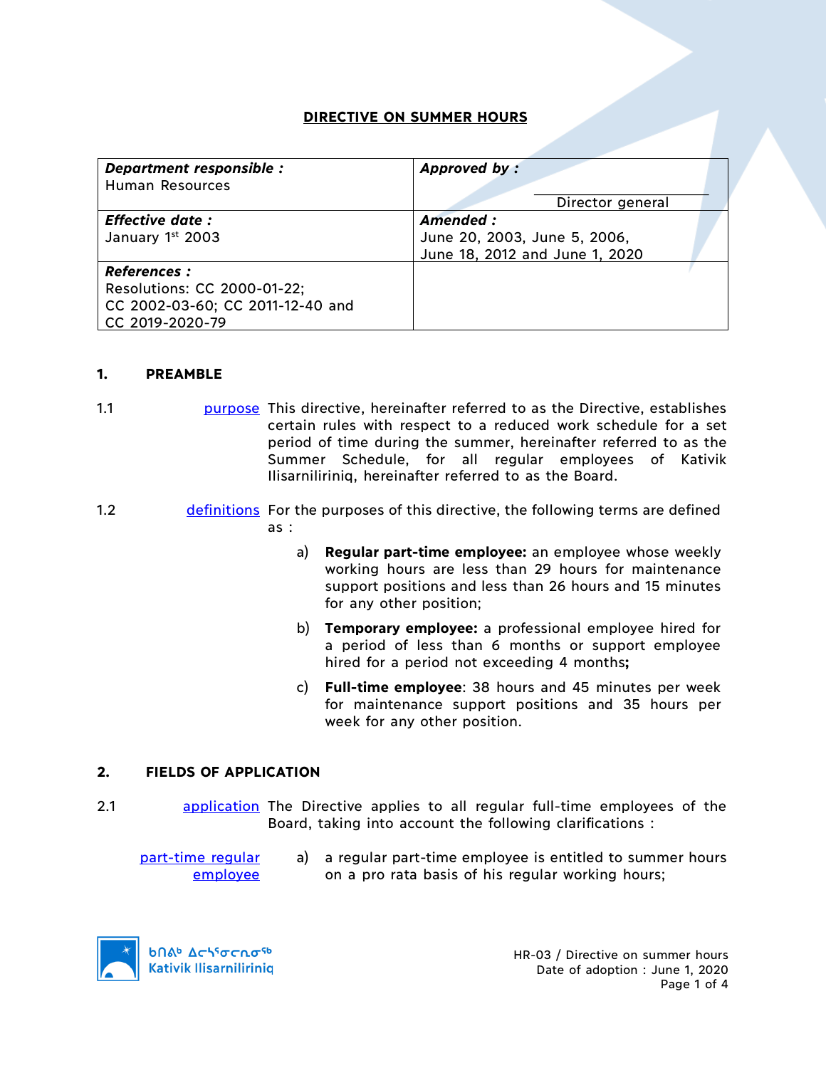# DIRECTIVE ON SUMMER HOURS

| ***Department responsible :*** Human Resources | ***Approved by :*** Director general |
|---|---|
| ***Effective date :*** January 1st 2003 | ***Amended :*** June 20, 2003, June 5, 2006, June 18, 2012 and June 1, 2020 |
| ***References :*** Resolutions: CC 2000-01-22; CC 2002-03-60; CC 2011-12-40 and CC 2019-2020-79 | |

## 1. PREAMBLE

1.1 purpose — This directive, hereinafter referred to as the Directive, establishes certain rules with respect to a reduced work schedule for a set period of time during the summer, hereinafter referred to as the Summer Schedule, for all regular employees of Kativik Ilisarniliriniq, hereinafter referred to as the Board.

1.2 definitions — For the purposes of this directive, the following terms are defined as :

a) **Regular part-time employee:** an employee whose weekly working hours are less than 29 hours for maintenance support positions and less than 26 hours and 15 minutes for any other position;

b) **Temporary employee:** a professional employee hired for a period of less than 6 months or support employee hired for a period not exceeding 4 months**;**

c) **Full-time employee**: 38 hours and 45 minutes per week for maintenance support positions and 35 hours per week for any other position.

## 2. FIELDS OF APPLICATION

2.1 application — The Directive applies to all regular full-time employees of the Board, taking into account the following clarifications :

part-time regular employee — a) a regular part-time employee is entitled to summer hours on a pro rata basis of his regular working hours;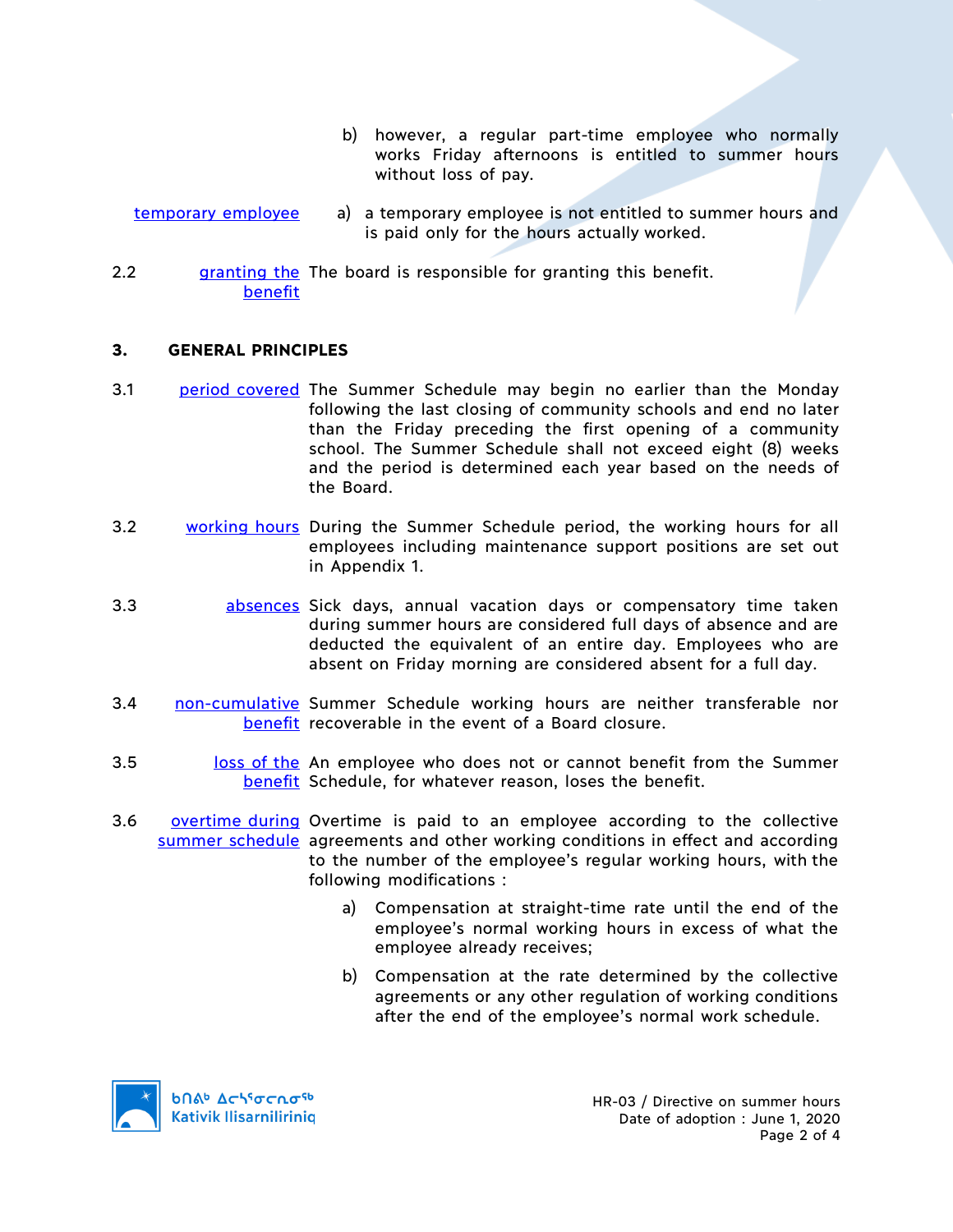b) however, a regular part-time employee who normally works Friday afternoons is entitled to summer hours without loss of pay.

temporary employee

a) a temporary employee is not entitled to summer hours and is paid only for the hours actually worked.

2.2 granting the benefit — The board is responsible for granting this benefit.

## 3. GENERAL PRINCIPLES

3.1 period covered — The Summer Schedule may begin no earlier than the Monday following the last closing of community schools and end no later than the Friday preceding the first opening of a community school. The Summer Schedule shall not exceed eight (8) weeks and the period is determined each year based on the needs of the Board.

3.2 working hours — During the Summer Schedule period, the working hours for all employees including maintenance support positions are set out in Appendix 1.

3.3 absences — Sick days, annual vacation days or compensatory time taken during summer hours are considered full days of absence and are deducted the equivalent of an entire day. Employees who are absent on Friday morning are considered absent for a full day.

3.4 non-cumulative benefit — Summer Schedule working hours are neither transferable nor recoverable in the event of a Board closure.

3.5 loss of the benefit — An employee who does not or cannot benefit from the Summer Schedule, for whatever reason, loses the benefit.

3.6 overtime during summer schedule — Overtime is paid to an employee according to the collective agreements and other working conditions in effect and according to the number of the employee's regular working hours, with the following modifications :

a) Compensation at straight-time rate until the end of the employee's normal working hours in excess of what the employee already receives;

b) Compensation at the rate determined by the collective agreements or any other regulation of working conditions after the end of the employee's normal work schedule.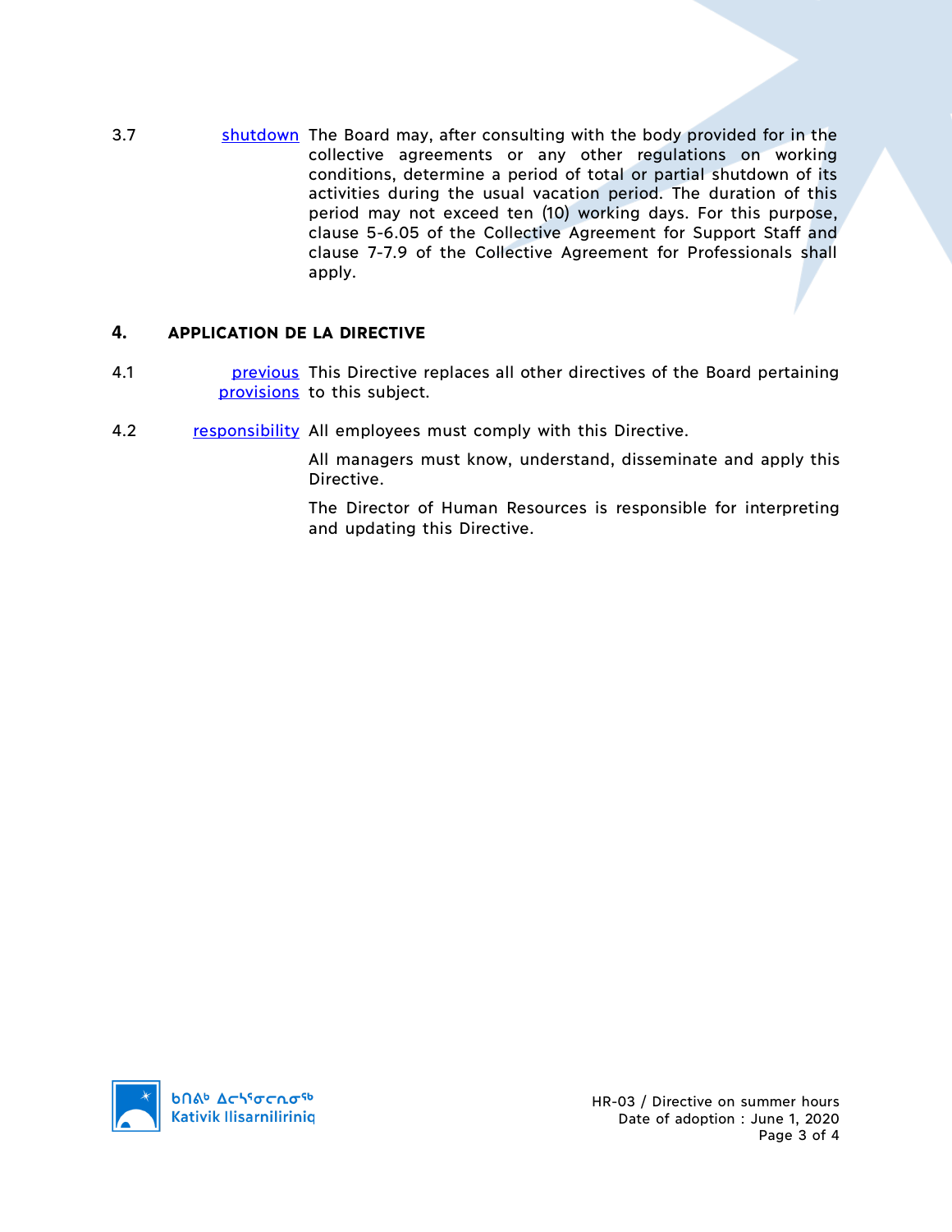3.7 **shutdown** The Board may, after consulting with the body provided for in the collective agreements or any other regulations on working conditions, determine a period of total or partial shutdown of its activities during the usual vacation period. The duration of this period may not exceed ten (10) working days. For this purpose, clause 5-6.05 of the Collective Agreement for Support Staff and clause 7-7.9 of the Collective Agreement for Professionals shall apply.

## 4. APPLICATION DE LA DIRECTIVE

4.1 **previous provisions** This Directive replaces all other directives of the Board pertaining to this subject.

4.2 **responsibility** All employees must comply with this Directive.

All managers must know, understand, disseminate and apply this Directive.

The Director of Human Resources is responsible for interpreting and updating this Directive.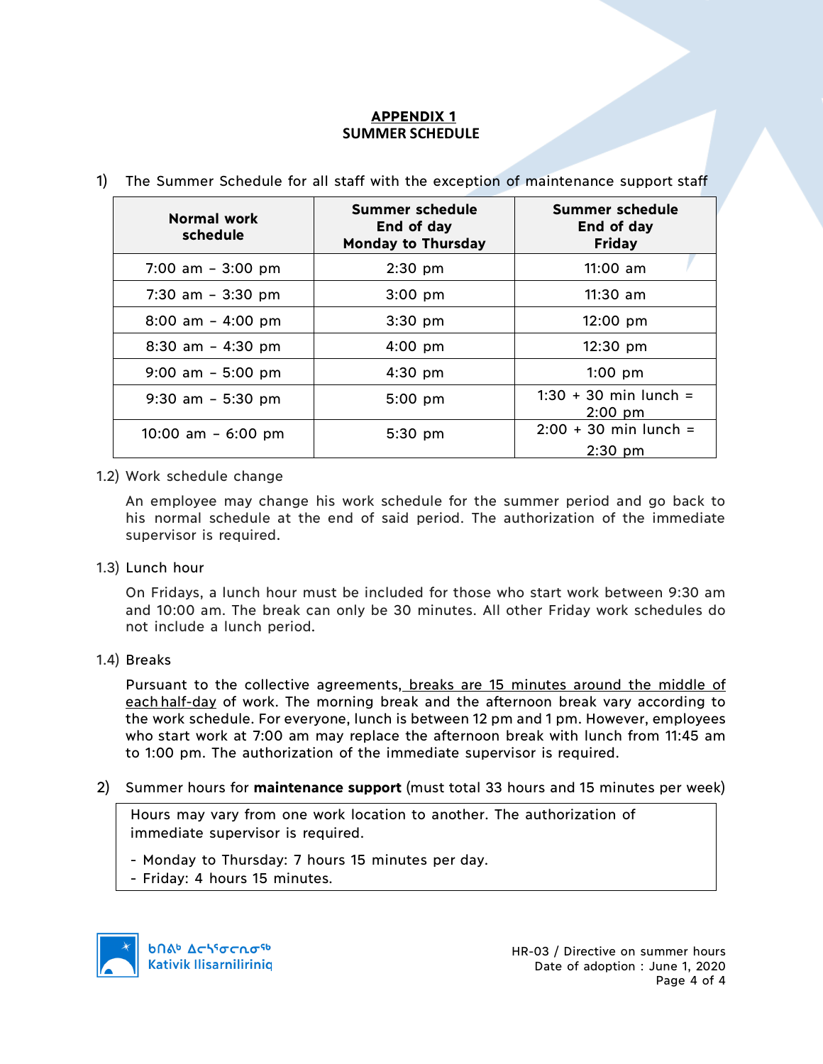**APPENDIX 1**
**SUMMER SCHEDULE**

1) The Summer Schedule for all staff with the exception of maintenance support staff

| Normal work schedule | Summer schedule End of day Monday to Thursday | Summer schedule End of day Friday |
|---|---|---|
| 7:00 am – 3:00 pm | 2:30 pm | 11:00 am |
| 7:30 am – 3:30 pm | 3:00 pm | 11:30 am |
| 8:00 am – 4:00 pm | 3:30 pm | 12:00 pm |
| 8:30 am – 4:30 pm | 4:00 pm | 12:30 pm |
| 9:00 am – 5:00 pm | 4:30 pm | 1:00 pm |
| 9:30 am – 5:30 pm | 5:00 pm | 1:30 + 30 min lunch = 2:00 pm |
| 10:00 am – 6:00 pm | 5:30 pm | 2:00 + 30 min lunch = 2:30 pm |

1.2) Work schedule change

An employee may change his work schedule for the summer period and go back to his normal schedule at the end of said period. The authorization of the immediate supervisor is required.

1.3) Lunch hour

On Fridays, a lunch hour must be included for those who start work between 9:30 am and 10:00 am. The break can only be 30 minutes. All other Friday work schedules do not include a lunch period.

1.4) Breaks

Pursuant to the collective agreements, breaks are 15 minutes around the middle of each half-day of work. The morning break and the afternoon break vary according to the work schedule. For everyone, lunch is between 12 pm and 1 pm. However, employees who start work at 7:00 am may replace the afternoon break with lunch from 11:45 am to 1:00 pm. The authorization of the immediate supervisor is required.

2) Summer hours for **maintenance support** (must total 33 hours and 15 minutes per week)

Hours may vary from one work location to another. The authorization of immediate supervisor is required.

- Monday to Thursday: 7 hours 15 minutes per day.
- Friday: 4 hours 15 minutes.

ᑲᑎᕝᒃ ᐃᓕᓭᕐᓂᓕᕆᓂᖅ
Kativik Ilisarniliriniq

HR-03 / Directive on summer hours
Date of adoption : June 1, 2020